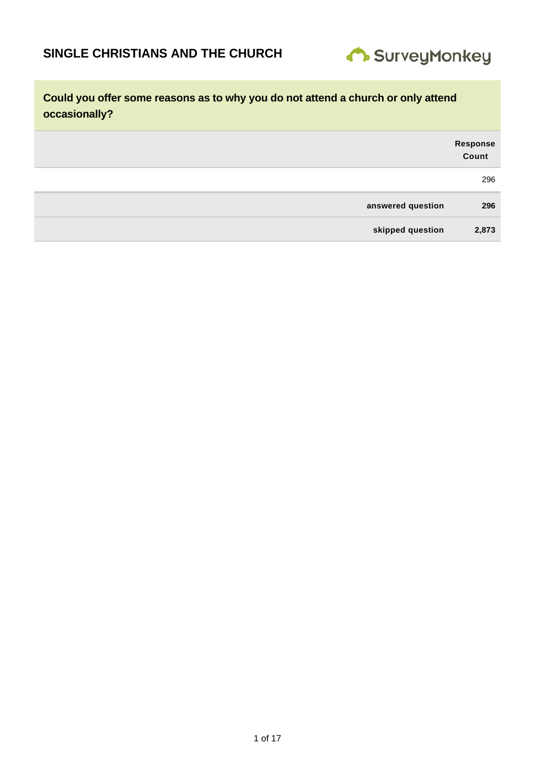# SINGLE CHRISTIANS AND THE CHURCH

SurveyMonkey

## Could you offer some reasons as to why you do not attend a church or only attend occasionally?

| | Response Count |
|---|---|
| | 296 |
| **answered question** | **296** |
| **skipped question** | **2,873** |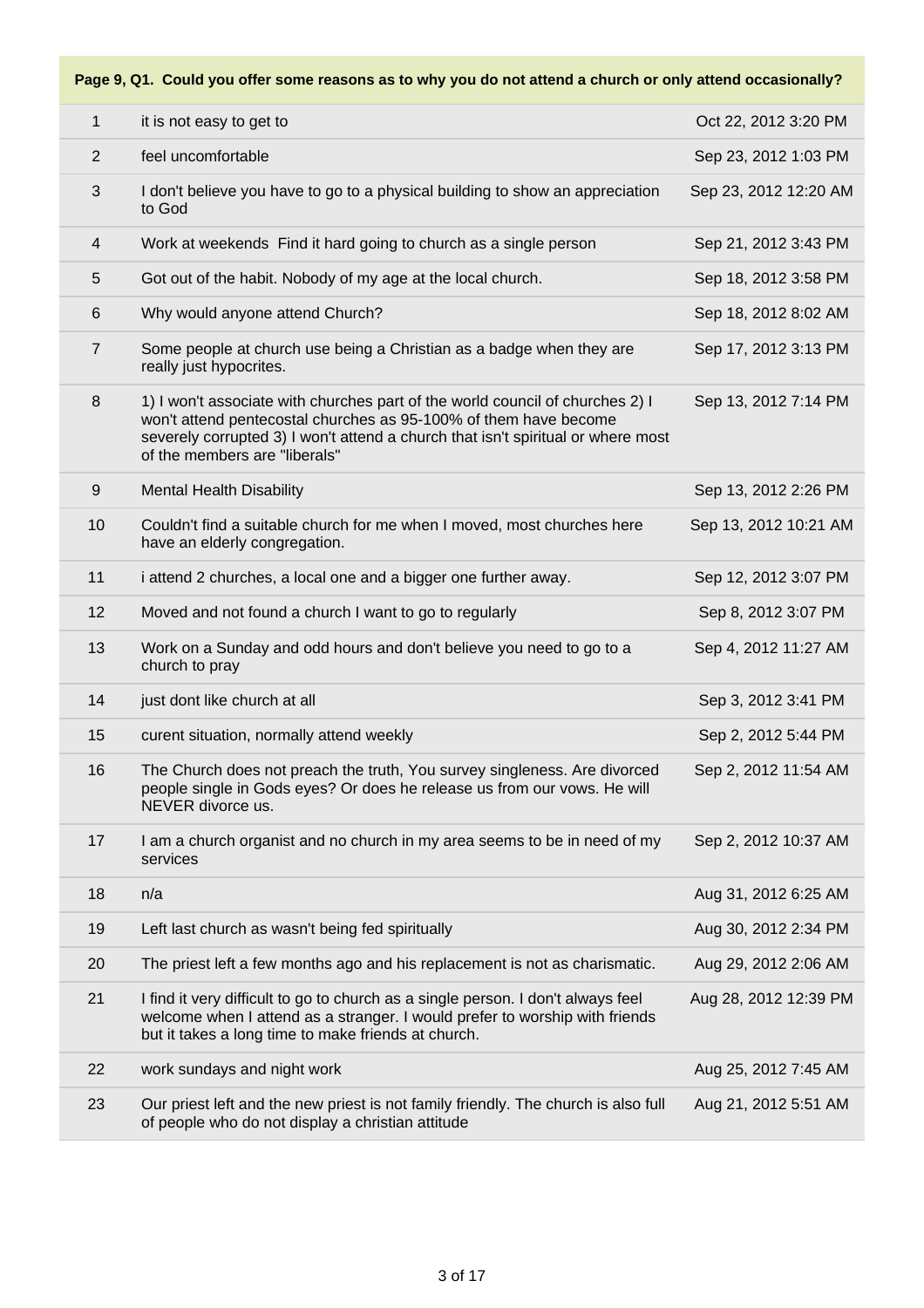**Page 9, Q1. Could you offer some reasons as to why you do not attend a church or only attend occasionally?**

| # | Response | Date |
|---|---|---|
| 1 | it is not easy to get to | Oct 22, 2012 3:20 PM |
| 2 | feel uncomfortable | Sep 23, 2012 1:03 PM |
| 3 | I don't believe you have to go to a physical building to show an appreciation to God | Sep 23, 2012 12:20 AM |
| 4 | Work at weekends  Find it hard going to church as a single person | Sep 21, 2012 3:43 PM |
| 5 | Got out of the habit. Nobody of my age at the local church. | Sep 18, 2012 3:58 PM |
| 6 | Why would anyone attend Church? | Sep 18, 2012 8:02 AM |
| 7 | Some people at church use being a Christian as a badge when they are really just hypocrites. | Sep 17, 2012 3:13 PM |
| 8 | 1) I won't associate with churches part of the world council of churches 2) I won't attend pentecostal churches as 95-100% of them have become severely corrupted 3) I won't attend a church that isn't spiritual or where most of the members are "liberals" | Sep 13, 2012 7:14 PM |
| 9 | Mental Health Disability | Sep 13, 2012 2:26 PM |
| 10 | Couldn't find a suitable church for me when I moved, most churches here have an elderly congregation. | Sep 13, 2012 10:21 AM |
| 11 | i attend 2 churches, a local one and a bigger one further away. | Sep 12, 2012 3:07 PM |
| 12 | Moved and not found a church I want to go to regularly | Sep 8, 2012 3:07 PM |
| 13 | Work on a Sunday and odd hours and don't believe you need to go to a church to pray | Sep 4, 2012 11:27 AM |
| 14 | just dont like church at all | Sep 3, 2012 3:41 PM |
| 15 | curent situation, normally attend weekly | Sep 2, 2012 5:44 PM |
| 16 | The Church does not preach the truth, You survey singleness. Are divorced people single in Gods eyes? Or does he release us from our vows. He will NEVER divorce us. | Sep 2, 2012 11:54 AM |
| 17 | I am a church organist and no church in my area seems to be in need of my services | Sep 2, 2012 10:37 AM |
| 18 | n/a | Aug 31, 2012 6:25 AM |
| 19 | Left last church as wasn't being fed spiritually | Aug 30, 2012 2:34 PM |
| 20 | The priest left a few months ago and his replacement is not as charismatic. | Aug 29, 2012 2:06 AM |
| 21 | I find it very difficult to go to church as a single person. I don't always feel welcome when I attend as a stranger. I would prefer to worship with friends but it takes a long time to make friends at church. | Aug 28, 2012 12:39 PM |
| 22 | work sundays and night work | Aug 25, 2012 7:45 AM |
| 23 | Our priest left and the new priest is not family friendly. The church is also full of people who do not display a christian attitude | Aug 21, 2012 5:51 AM |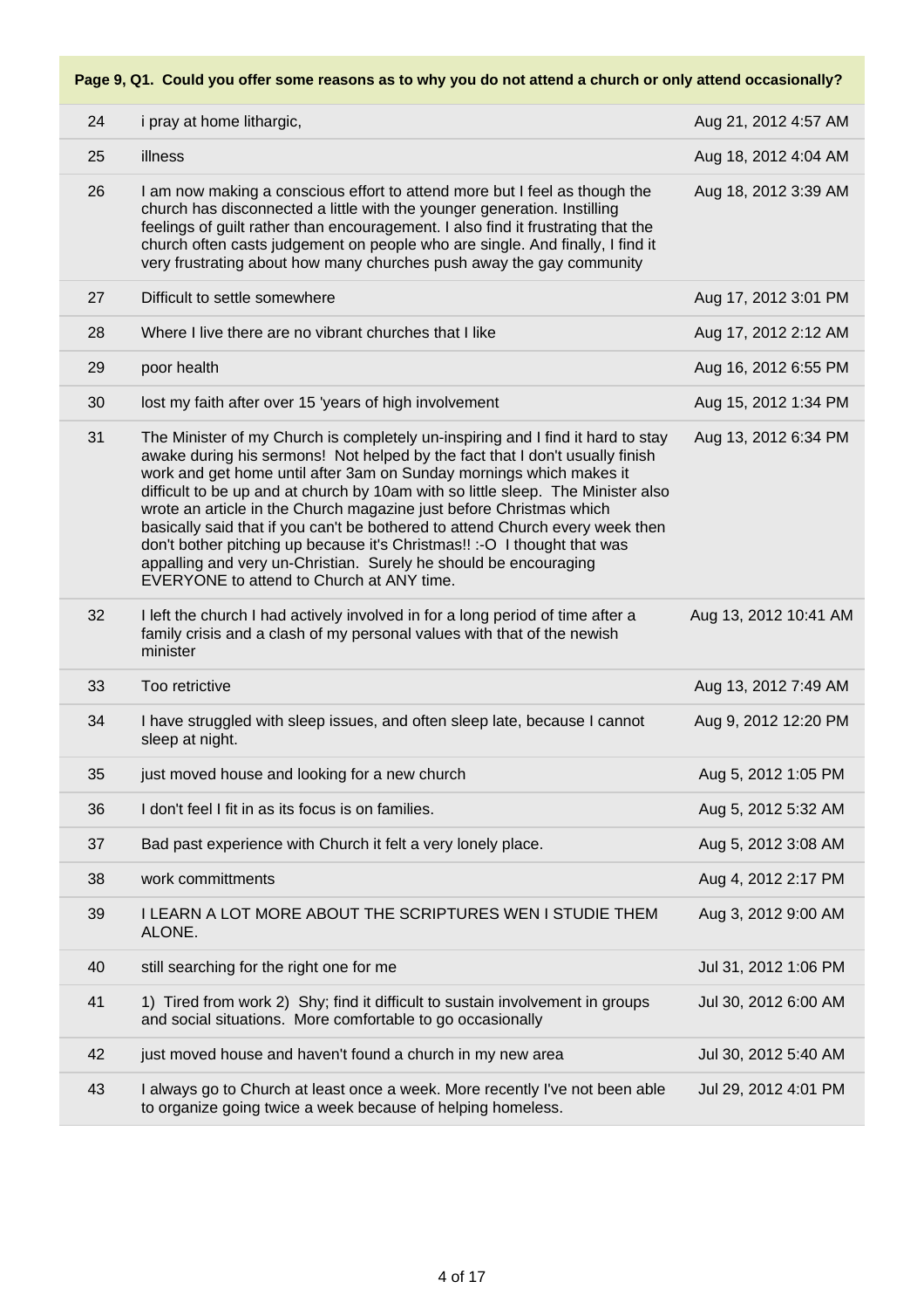**Page 9, Q1. Could you offer some reasons as to why you do not attend a church or only attend occasionally?**

| | | |
|---|---|---|
| 24 | i pray at home lithargic, | Aug 21, 2012 4:57 AM |
| 25 | illness | Aug 18, 2012 4:04 AM |
| 26 | I am now making a conscious effort to attend more but I feel as though the church has disconnected a little with the younger generation. Instilling feelings of guilt rather than encouragement. I also find it frustrating that the church often casts judgement on people who are single. And finally, I find it very frustrating about how many churches push away the gay community | Aug 18, 2012 3:39 AM |
| 27 | Difficult to settle somewhere | Aug 17, 2012 3:01 PM |
| 28 | Where I live there are no vibrant churches that I like | Aug 17, 2012 2:12 AM |
| 29 | poor health | Aug 16, 2012 6:55 PM |
| 30 | lost my faith after over 15 'years of high involvement | Aug 15, 2012 1:34 PM |
| 31 | The Minister of my Church is completely un-inspiring and I find it hard to stay awake during his sermons! Not helped by the fact that I don't usually finish work and get home until after 3am on Sunday mornings which makes it difficult to be up and at church by 10am with so little sleep. The Minister also wrote an article in the Church magazine just before Christmas which basically said that if you can't be bothered to attend Church every week then don't bother pitching up because it's Christmas!! :-O I thought that was appalling and very un-Christian. Surely he should be encouraging EVERYONE to attend to Church at ANY time. | Aug 13, 2012 6:34 PM |
| 32 | I left the church I had actively involved in for a long period of time after a family crisis and a clash of my personal values with that of the newish minister | Aug 13, 2012 10:41 AM |
| 33 | Too retrictive | Aug 13, 2012 7:49 AM |
| 34 | I have struggled with sleep issues, and often sleep late, because I cannot sleep at night. | Aug 9, 2012 12:20 PM |
| 35 | just moved house and looking for a new church | Aug 5, 2012 1:05 PM |
| 36 | I don't feel I fit in as its focus is on families. | Aug 5, 2012 5:32 AM |
| 37 | Bad past experience with Church it felt a very lonely place. | Aug 5, 2012 3:08 AM |
| 38 | work committments | Aug 4, 2012 2:17 PM |
| 39 | I LEARN A LOT MORE ABOUT THE SCRIPTURES WEN I STUDIE THEM ALONE. | Aug 3, 2012 9:00 AM |
| 40 | still searching for the right one for me | Jul 31, 2012 1:06 PM |
| 41 | 1) Tired from work 2) Shy; find it difficult to sustain involvement in groups and social situations. More comfortable to go occasionally | Jul 30, 2012 6:00 AM |
| 42 | just moved house and haven't found a church in my new area | Jul 30, 2012 5:40 AM |
| 43 | I always go to Church at least once a week. More recently I've not been able to organize going twice a week because of helping homeless. | Jul 29, 2012 4:01 PM |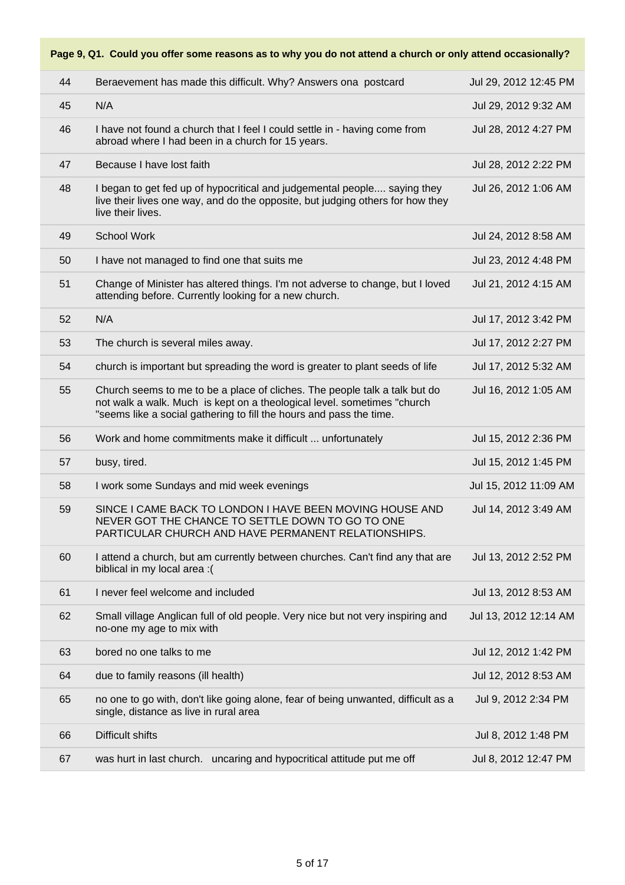| Page 9, Q1. Could you offer some reasons as to why you do not attend a church or only attend occasionally? | | |
|---|---|---|
| 44 | Beraevement has made this difficult. Why? Answers ona postcard | Jul 29, 2012 12:45 PM |
| 45 | N/A | Jul 29, 2012 9:32 AM |
| 46 | I have not found a church that I feel I could settle in - having come from abroad where I had been in a church for 15 years. | Jul 28, 2012 4:27 PM |
| 47 | Because I have lost faith | Jul 28, 2012 2:22 PM |
| 48 | I began to get fed up of hypocritical and judgemental people.... saying they live their lives one way, and do the opposite, but judging others for how they live their lives. | Jul 26, 2012 1:06 AM |
| 49 | School Work | Jul 24, 2012 8:58 AM |
| 50 | I have not managed to find one that suits me | Jul 23, 2012 4:48 PM |
| 51 | Change of Minister has altered things. I'm not adverse to change, but I loved attending before. Currently looking for a new church. | Jul 21, 2012 4:15 AM |
| 52 | N/A | Jul 17, 2012 3:42 PM |
| 53 | The church is several miles away. | Jul 17, 2012 2:27 PM |
| 54 | church is important but spreading the word is greater to plant seeds of life | Jul 17, 2012 5:32 AM |
| 55 | Church seems to me to be a place of cliches. The people talk a talk but do not walk a walk. Much is kept on a theological level. sometimes "church "seems like a social gathering to fill the hours and pass the time. | Jul 16, 2012 1:05 AM |
| 56 | Work and home commitments make it difficult ... unfortunately | Jul 15, 2012 2:36 PM |
| 57 | busy, tired. | Jul 15, 2012 1:45 PM |
| 58 | I work some Sundays and mid week evenings | Jul 15, 2012 11:09 AM |
| 59 | SINCE I CAME BACK TO LONDON I HAVE BEEN MOVING HOUSE AND NEVER GOT THE CHANCE TO SETTLE DOWN TO GO TO ONE PARTICULAR CHURCH AND HAVE PERMANENT RELATIONSHIPS. | Jul 14, 2012 3:49 AM |
| 60 | I attend a church, but am currently between churches. Can't find any that are biblical in my local area :( | Jul 13, 2012 2:52 PM |
| 61 | I never feel welcome and included | Jul 13, 2012 8:53 AM |
| 62 | Small village Anglican full of old people. Very nice but not very inspiring and no-one my age to mix with | Jul 13, 2012 12:14 AM |
| 63 | bored no one talks to me | Jul 12, 2012 1:42 PM |
| 64 | due to family reasons (ill health) | Jul 12, 2012 8:53 AM |
| 65 | no one to go with, don't like going alone, fear of being unwanted, difficult as a single, distance as live in rural area | Jul 9, 2012 2:34 PM |
| 66 | Difficult shifts | Jul 8, 2012 1:48 PM |
| 67 | was hurt in last church. uncaring and hypocritical attitude put me off | Jul 8, 2012 12:47 PM |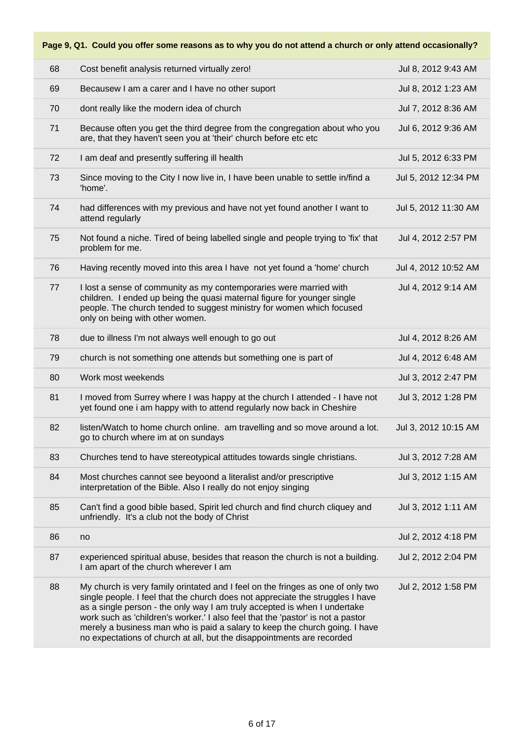**Page 9, Q1. Could you offer some reasons as to why you do not attend a church or only attend occasionally?**

| | | |
|---|---|---|
| 68 | Cost benefit analysis returned virtually zero! | Jul 8, 2012 9:43 AM |
| 69 | Becausew I am a carer and I have no other suport | Jul 8, 2012 1:23 AM |
| 70 | dont really like the modern idea of church | Jul 7, 2012 8:36 AM |
| 71 | Because often you get the third degree from the congregation about who you are, that they haven't seen you at 'their' church before etc etc | Jul 6, 2012 9:36 AM |
| 72 | I am deaf and presently suffering ill health | Jul 5, 2012 6:33 PM |
| 73 | Since moving to the City I now live in, I have been unable to settle in/find a 'home'. | Jul 5, 2012 12:34 PM |
| 74 | had differences with my previous and have not yet found another I want to attend regularly | Jul 5, 2012 11:30 AM |
| 75 | Not found a niche. Tired of being labelled single and people trying to 'fix' that problem for me. | Jul 4, 2012 2:57 PM |
| 76 | Having recently moved into this area I have not yet found a 'home' church | Jul 4, 2012 10:52 AM |
| 77 | I lost a sense of community as my contemporaries were married with children. I ended up being the quasi maternal figure for younger single people. The church tended to suggest ministry for women which focused only on being with other women. | Jul 4, 2012 9:14 AM |
| 78 | due to illness I'm not always well enough to go out | Jul 4, 2012 8:26 AM |
| 79 | church is not something one attends but something one is part of | Jul 4, 2012 6:48 AM |
| 80 | Work most weekends | Jul 3, 2012 2:47 PM |
| 81 | I moved from Surrey where I was happy at the church I attended - I have not yet found one i am happy with to attend regularly now back in Cheshire | Jul 3, 2012 1:28 PM |
| 82 | listen/Watch to home church online. am travelling and so move around a lot. go to church where im at on sundays | Jul 3, 2012 10:15 AM |
| 83 | Churches tend to have stereotypical attitudes towards single christians. | Jul 3, 2012 7:28 AM |
| 84 | Most churches cannot see beyoond a literalist and/or prescriptive interpretation of the Bible. Also I really do not enjoy singing | Jul 3, 2012 1:15 AM |
| 85 | Can't find a good bible based, Spirit led church and find church cliquey and unfriendly. It's a club not the body of Christ | Jul 3, 2012 1:11 AM |
| 86 | no | Jul 2, 2012 4:18 PM |
| 87 | experienced spiritual abuse, besides that reason the church is not a building. I am apart of the church wherever I am | Jul 2, 2012 2:04 PM |
| 88 | My church is very family orintated and I feel on the fringes as one of only two single people. I feel that the church does not appreciate the struggles I have as a single person - the only way I am truly accepted is when I undertake work such as 'children's worker.' I also feel that the 'pastor' is not a pastor merely a business man who is paid a salary to keep the church going. I have no expectations of church at all, but the disappointments are recorded | Jul 2, 2012 1:58 PM |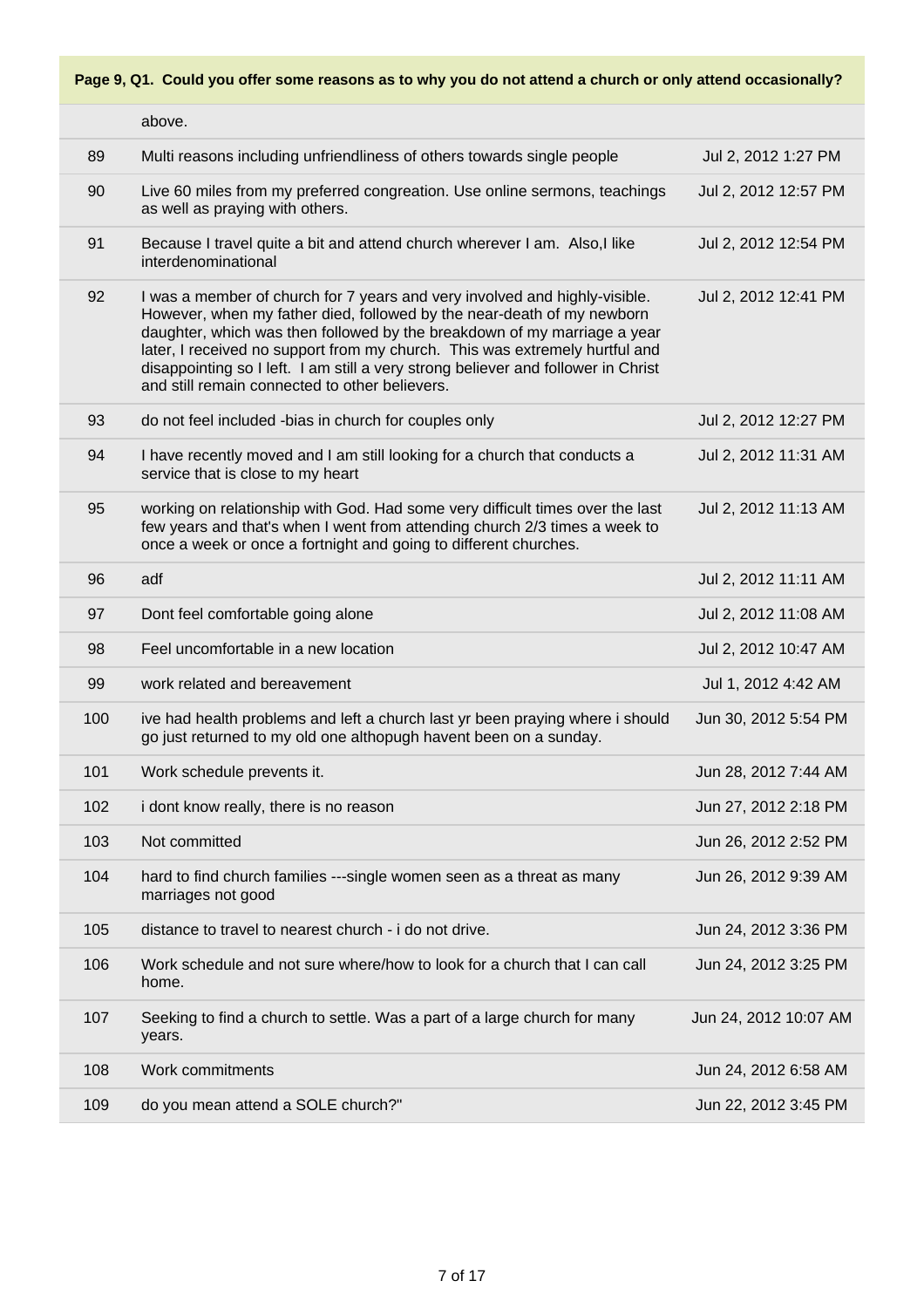**Page 9, Q1. Could you offer some reasons as to why you do not attend a church or only attend occasionally?**

| | | |
|---|---|---|
| | above. | |
| 89 | Multi reasons including unfriendliness of others towards single people | Jul 2, 2012 1:27 PM |
| 90 | Live 60 miles from my preferred congreation. Use online sermons, teachings as well as praying with others. | Jul 2, 2012 12:57 PM |
| 91 | Because I travel quite a bit and attend church wherever I am. Also,I like interdenominational | Jul 2, 2012 12:54 PM |
| 92 | I was a member of church for 7 years and very involved and highly-visible. However, when my father died, followed by the near-death of my newborn daughter, which was then followed by the breakdown of my marriage a year later, I received no support from my church. This was extremely hurtful and disappointing so I left. I am still a very strong believer and follower in Christ and still remain connected to other believers. | Jul 2, 2012 12:41 PM |
| 93 | do not feel included -bias in church for couples only | Jul 2, 2012 12:27 PM |
| 94 | I have recently moved and I am still looking for a church that conducts a service that is close to my heart | Jul 2, 2012 11:31 AM |
| 95 | working on relationship with God. Had some very difficult times over the last few years and that's when I went from attending church 2/3 times a week to once a week or once a fortnight and going to different churches. | Jul 2, 2012 11:13 AM |
| 96 | adf | Jul 2, 2012 11:11 AM |
| 97 | Dont feel comfortable going alone | Jul 2, 2012 11:08 AM |
| 98 | Feel uncomfortable in a new location | Jul 2, 2012 10:47 AM |
| 99 | work related and bereavement | Jul 1, 2012 4:42 AM |
| 100 | ive had health problems and left a church last yr been praying where i should go just returned to my old one althopugh havent been on a sunday. | Jun 30, 2012 5:54 PM |
| 101 | Work schedule prevents it. | Jun 28, 2012 7:44 AM |
| 102 | i dont know really, there is no reason | Jun 27, 2012 2:18 PM |
| 103 | Not committed | Jun 26, 2012 2:52 PM |
| 104 | hard to find church families ---single women seen as a threat as many marriages not good | Jun 26, 2012 9:39 AM |
| 105 | distance to travel to nearest church - i do not drive. | Jun 24, 2012 3:36 PM |
| 106 | Work schedule and not sure where/how to look for a church that I can call home. | Jun 24, 2012 3:25 PM |
| 107 | Seeking to find a church to settle. Was a part of a large church for many years. | Jun 24, 2012 10:07 AM |
| 108 | Work commitments | Jun 24, 2012 6:58 AM |
| 109 | do you mean attend a SOLE church?" | Jun 22, 2012 3:45 PM |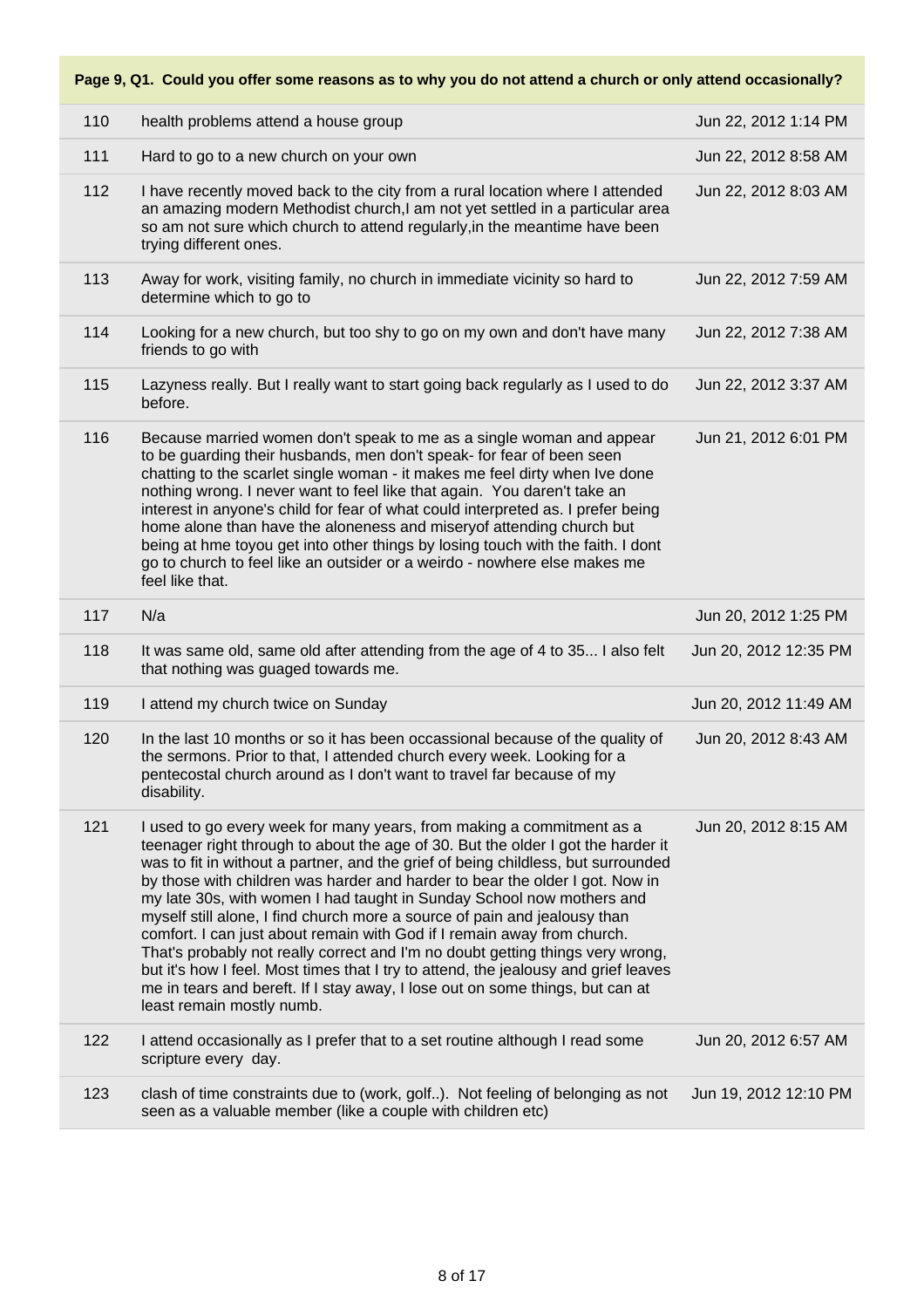**Page 9, Q1. Could you offer some reasons as to why you do not attend a church or only attend occasionally?**

| | | |
|---|---|---|
| 110 | health problems attend a house group | Jun 22, 2012 1:14 PM |
| 111 | Hard to go to a new church on your own | Jun 22, 2012 8:58 AM |
| 112 | I have recently moved back to the city from a rural location where I attended an amazing modern Methodist church,I am not yet settled in a particular area so am not sure which church to attend regularly,in the meantime have been trying different ones. | Jun 22, 2012 8:03 AM |
| 113 | Away for work, visiting family, no church in immediate vicinity so hard to determine which to go to | Jun 22, 2012 7:59 AM |
| 114 | Looking for a new church, but too shy to go on my own and don't have many friends to go with | Jun 22, 2012 7:38 AM |
| 115 | Lazyness really. But I really want to start going back regularly as I used to do before. | Jun 22, 2012 3:37 AM |
| 116 | Because married women don't speak to me as a single woman and appear to be guarding their husbands, men don't speak- for fear of been seen chatting to the scarlet single woman - it makes me feel dirty when Ive done nothing wrong. I never want to feel like that again. You daren't take an interest in anyone's child for fear of what could interpreted as. I prefer being home alone than have the aloneness and miseryof attending church but being at hme toyou get into other things by losing touch with the faith. I dont go to church to feel like an outsider or a weirdo - nowhere else makes me feel like that. | Jun 21, 2012 6:01 PM |
| 117 | N/a | Jun 20, 2012 1:25 PM |
| 118 | It was same old, same old after attending from the age of 4 to 35... I also felt that nothing was guaged towards me. | Jun 20, 2012 12:35 PM |
| 119 | I attend my church twice on Sunday | Jun 20, 2012 11:49 AM |
| 120 | In the last 10 months or so it has been occassional because of the quality of the sermons. Prior to that, I attended church every week. Looking for a pentecostal church around as I don't want to travel far because of my disability. | Jun 20, 2012 8:43 AM |
| 121 | I used to go every week for many years, from making a commitment as a teenager right through to about the age of 30. But the older I got the harder it was to fit in without a partner, and the grief of being childless, but surrounded by those with children was harder and harder to bear the older I got. Now in my late 30s, with women I had taught in Sunday School now mothers and myself still alone, I find church more a source of pain and jealousy than comfort. I can just about remain with God if I remain away from church. That's probably not really correct and I'm no doubt getting things very wrong, but it's how I feel. Most times that I try to attend, the jealousy and grief leaves me in tears and bereft. If I stay away, I lose out on some things, but can at least remain mostly numb. | Jun 20, 2012 8:15 AM |
| 122 | I attend occasionally as I prefer that to a set routine although I read some scripture every day. | Jun 20, 2012 6:57 AM |
| 123 | clash of time constraints due to (work, golf..). Not feeling of belonging as not seen as a valuable member (like a couple with children etc) | Jun 19, 2012 12:10 PM |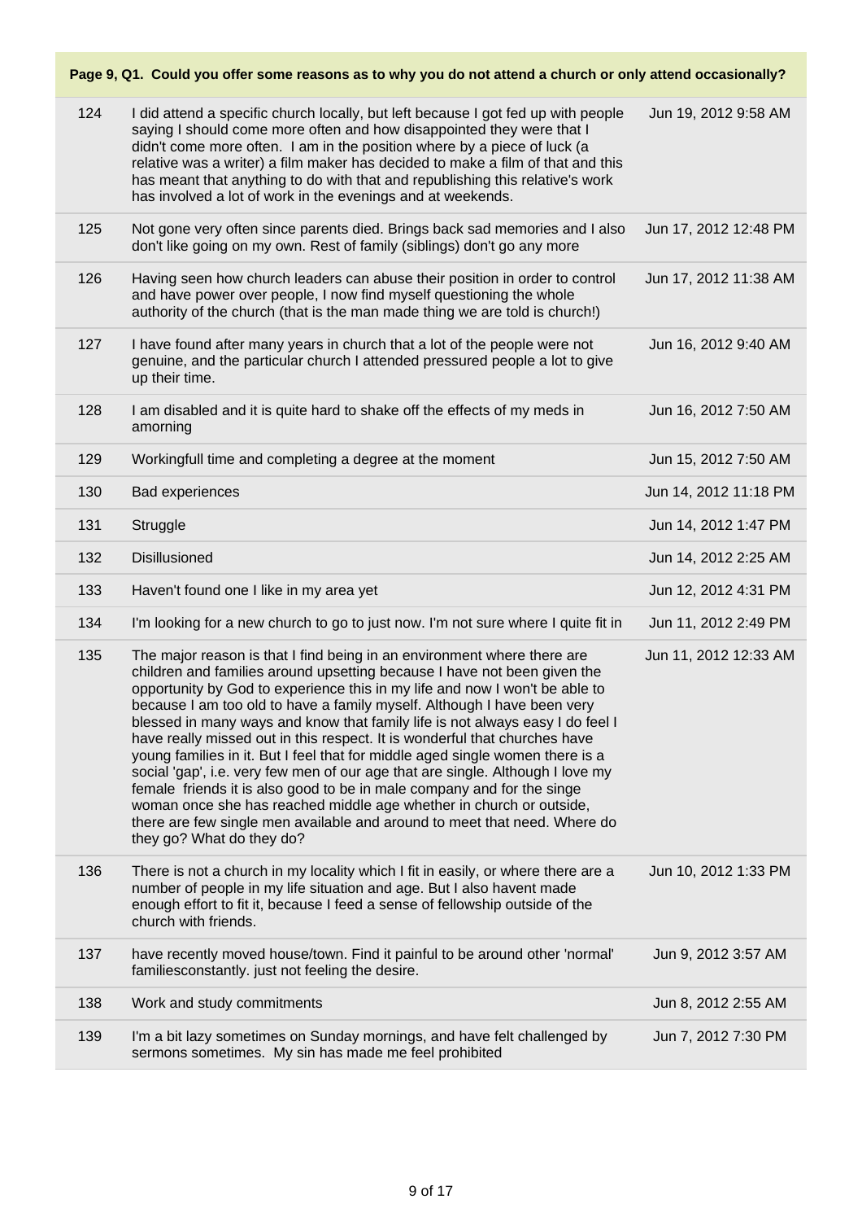## Page 9, Q1. Could you offer some reasons as to why you do not attend a church or only attend occasionally?

| | | |
|---|---|---|
| 124 | I did attend a specific church locally, but left because I got fed up with people saying I should come more often and how disappointed they were that I didn't come more often. I am in the position where by a piece of luck (a relative was a writer) a film maker has decided to make a film of that and this has meant that anything to do with that and republishing this relative's work has involved a lot of work in the evenings and at weekends. | Jun 19, 2012 9:58 AM |
| 125 | Not gone very often since parents died. Brings back sad memories and I also don't like going on my own. Rest of family (siblings) don't go any more | Jun 17, 2012 12:48 PM |
| 126 | Having seen how church leaders can abuse their position in order to control and have power over people, I now find myself questioning the whole authority of the church (that is the man made thing we are told is church!) | Jun 17, 2012 11:38 AM |
| 127 | I have found after many years in church that a lot of the people were not genuine, and the particular church I attended pressured people a lot to give up their time. | Jun 16, 2012 9:40 AM |
| 128 | I am disabled and it is quite hard to shake off the effects of my meds in amorning | Jun 16, 2012 7:50 AM |
| 129 | Workingfull time and completing a degree at the moment | Jun 15, 2012 7:50 AM |
| 130 | Bad experiences | Jun 14, 2012 11:18 PM |
| 131 | Struggle | Jun 14, 2012 1:47 PM |
| 132 | Disillusioned | Jun 14, 2012 2:25 AM |
| 133 | Haven't found one I like in my area yet | Jun 12, 2012 4:31 PM |
| 134 | I'm looking for a new church to go to just now. I'm not sure where I quite fit in | Jun 11, 2012 2:49 PM |
| 135 | The major reason is that I find being in an environment where there are children and families around upsetting because I have not been given the opportunity by God to experience this in my life and now I won't be able to because I am too old to have a family myself. Although I have been very blessed in many ways and know that family life is not always easy I do feel I have really missed out in this respect. It is wonderful that churches have young families in it. But I feel that for middle aged single women there is a social 'gap', i.e. very few men of our age that are single. Although I love my female friends it is also good to be in male company and for the singe woman once she has reached middle age whether in church or outside, there are few single men available and around to meet that need. Where do they go? What do they do? | Jun 11, 2012 12:33 AM |
| 136 | There is not a church in my locality which I fit in easily, or where there are a number of people in my life situation and age. But I also havent made enough effort to fit it, because I feed a sense of fellowship outside of the church with friends. | Jun 10, 2012 1:33 PM |
| 137 | have recently moved house/town. Find it painful to be around other 'normal' familiesconstantly. just not feeling the desire. | Jun 9, 2012 3:57 AM |
| 138 | Work and study commitments | Jun 8, 2012 2:55 AM |
| 139 | I'm a bit lazy sometimes on Sunday mornings, and have felt challenged by sermons sometimes. My sin has made me feel prohibited | Jun 7, 2012 7:30 PM |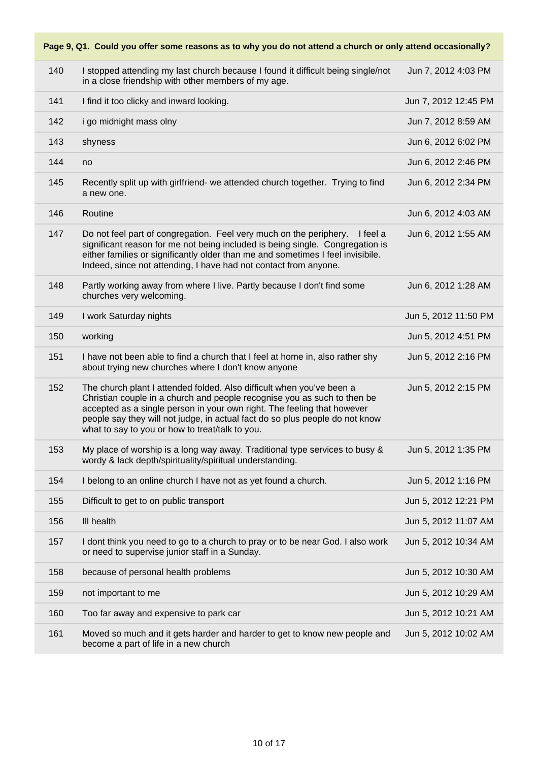**Page 9, Q1. Could you offer some reasons as to why you do not attend a church or only attend occasionally?**

| | | |
|---|---|---|
| 140 | I stopped attending my last church because I found it difficult being single/not in a close friendship with other members of my age. | Jun 7, 2012 4:03 PM |
| 141 | I find it too clicky and inward looking. | Jun 7, 2012 12:45 PM |
| 142 | i go midnight mass olny | Jun 7, 2012 8:59 AM |
| 143 | shyness | Jun 6, 2012 6:02 PM |
| 144 | no | Jun 6, 2012 2:46 PM |
| 145 | Recently split up with girlfriend- we attended church together. Trying to find a new one. | Jun 6, 2012 2:34 PM |
| 146 | Routine | Jun 6, 2012 4:03 AM |
| 147 | Do not feel part of congregation. Feel very much on the periphery. I feel a significant reason for me not being included is being single. Congregation is either families or significantly older than me and sometimes I feel invisibile. Indeed, since not attending, I have had not contact from anyone. | Jun 6, 2012 1:55 AM |
| 148 | Partly working away from where I live. Partly because I don't find some churches very welcoming. | Jun 6, 2012 1:28 AM |
| 149 | I work Saturday nights | Jun 5, 2012 11:50 PM |
| 150 | working | Jun 5, 2012 4:51 PM |
| 151 | I have not been able to find a church that I feel at home in, also rather shy about trying new churches where I don't know anyone | Jun 5, 2012 2:16 PM |
| 152 | The church plant I attended folded. Also difficult when you've been a Christian couple in a church and people recognise you as such to then be accepted as a single person in your own right. The feeling that however people say they will not judge, in actual fact do so plus people do not know what to say to you or how to treat/talk to you. | Jun 5, 2012 2:15 PM |
| 153 | My place of worship is a long way away. Traditional type services to busy & wordy & lack depth/spirituality/spiritual understanding. | Jun 5, 2012 1:35 PM |
| 154 | I belong to an online church I have not as yet found a church. | Jun 5, 2012 1:16 PM |
| 155 | Difficult to get to on public transport | Jun 5, 2012 12:21 PM |
| 156 | Ill health | Jun 5, 2012 11:07 AM |
| 157 | I dont think you need to go to a church to pray or to be near God. I also work or need to supervise junior staff in a Sunday. | Jun 5, 2012 10:34 AM |
| 158 | because of personal health problems | Jun 5, 2012 10:30 AM |
| 159 | not important to me | Jun 5, 2012 10:29 AM |
| 160 | Too far away and expensive to park car | Jun 5, 2012 10:21 AM |
| 161 | Moved so much and it gets harder and harder to get to know new people and become a part of life in a new church | Jun 5, 2012 10:02 AM |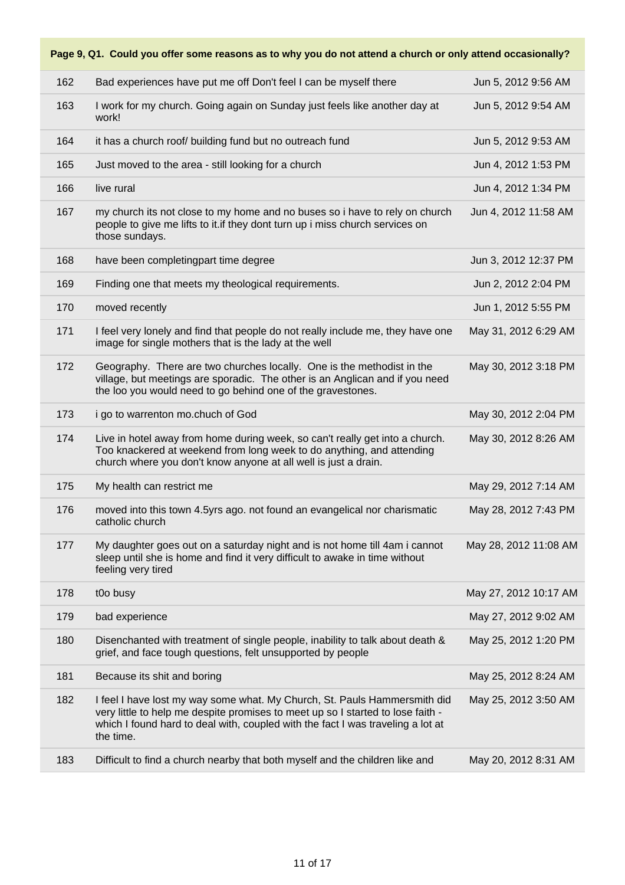**Page 9, Q1. Could you offer some reasons as to why you do not attend a church or only attend occasionally?**

| | | |
|---|---|---|
| 162 | Bad experiences have put me off Don't feel I can be myself there | Jun 5, 2012 9:56 AM |
| 163 | I work for my church. Going again on Sunday just feels like another day at work! | Jun 5, 2012 9:54 AM |
| 164 | it has a church roof/ building fund but no outreach fund | Jun 5, 2012 9:53 AM |
| 165 | Just moved to the area - still looking for a church | Jun 4, 2012 1:53 PM |
| 166 | live rural | Jun 4, 2012 1:34 PM |
| 167 | my church its not close to my home and no buses so i have to rely on church people to give me lifts to it.if they dont turn up i miss church services on those sundays. | Jun 4, 2012 11:58 AM |
| 168 | have been completingpart time degree | Jun 3, 2012 12:37 PM |
| 169 | Finding one that meets my theological requirements. | Jun 2, 2012 2:04 PM |
| 170 | moved recently | Jun 1, 2012 5:55 PM |
| 171 | I feel very lonely and find that people do not really include me, they have one image for single mothers that is the lady at the well | May 31, 2012 6:29 AM |
| 172 | Geography. There are two churches locally. One is the methodist in the village, but meetings are sporadic. The other is an Anglican and if you need the loo you would need to go behind one of the gravestones. | May 30, 2012 3:18 PM |
| 173 | i go to warrenton mo.chuch of God | May 30, 2012 2:04 PM |
| 174 | Live in hotel away from home during week, so can't really get into a church. Too knackered at weekend from long week to do anything, and attending church where you don't know anyone at all well is just a drain. | May 30, 2012 8:26 AM |
| 175 | My health can restrict me | May 29, 2012 7:14 AM |
| 176 | moved into this town 4.5yrs ago. not found an evangelical nor charismatic catholic church | May 28, 2012 7:43 PM |
| 177 | My daughter goes out on a saturday night and is not home till 4am i cannot sleep until she is home and find it very difficult to awake in time without feeling very tired | May 28, 2012 11:08 AM |
| 178 | t0o busy | May 27, 2012 10:17 AM |
| 179 | bad experience | May 27, 2012 9:02 AM |
| 180 | Disenchanted with treatment of single people, inability to talk about death & grief, and face tough questions, felt unsupported by people | May 25, 2012 1:20 PM |
| 181 | Because its shit and boring | May 25, 2012 8:24 AM |
| 182 | I feel I have lost my way some what. My Church, St. Pauls Hammersmith did very little to help me despite promises to meet up so I started to lose faith - which I found hard to deal with, coupled with the fact I was traveling a lot at the time. | May 25, 2012 3:50 AM |
| 183 | Difficult to find a church nearby that both myself and the children like and | May 20, 2012 8:31 AM |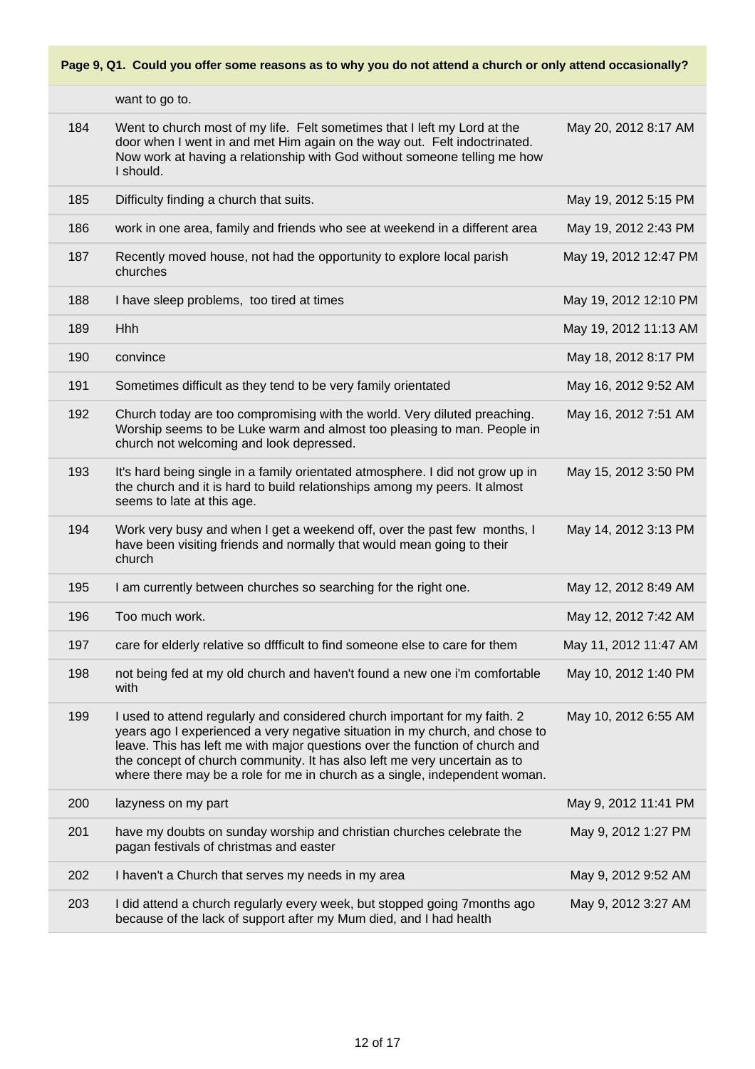**Page 9, Q1. Could you offer some reasons as to why you do not attend a church or only attend occasionally?**

| | | |
|---|---|---|
| | want to go to. | |
| 184 | Went to church most of my life. Felt sometimes that I left my Lord at the door when I went in and met Him again on the way out. Felt indoctrinated. Now work at having a relationship with God without someone telling me how I should. | May 20, 2012 8:17 AM |
| 185 | Difficulty finding a church that suits. | May 19, 2012 5:15 PM |
| 186 | work in one area, family and friends who see at weekend in a different area | May 19, 2012 2:43 PM |
| 187 | Recently moved house, not had the opportunity to explore local parish churches | May 19, 2012 12:47 PM |
| 188 | I have sleep problems, too tired at times | May 19, 2012 12:10 PM |
| 189 | Hhh | May 19, 2012 11:13 AM |
| 190 | convince | May 18, 2012 8:17 PM |
| 191 | Sometimes difficult as they tend to be very family orientated | May 16, 2012 9:52 AM |
| 192 | Church today are too compromising with the world. Very diluted preaching. Worship seems to be Luke warm and almost too pleasing to man. People in church not welcoming and look depressed. | May 16, 2012 7:51 AM |
| 193 | It's hard being single in a family orientated atmosphere. I did not grow up in the church and it is hard to build relationships among my peers. It almost seems to late at this age. | May 15, 2012 3:50 PM |
| 194 | Work very busy and when I get a weekend off, over the past few months, I have been visiting friends and normally that would mean going to their church | May 14, 2012 3:13 PM |
| 195 | I am currently between churches so searching for the right one. | May 12, 2012 8:49 AM |
| 196 | Too much work. | May 12, 2012 7:42 AM |
| 197 | care for elderly relative so dffficult to find someone else to care for them | May 11, 2012 11:47 AM |
| 198 | not being fed at my old church and haven't found a new one i'm comfortable with | May 10, 2012 1:40 PM |
| 199 | I used to attend regularly and considered church important for my faith. 2 years ago I experienced a very negative situation in my church, and chose to leave. This has left me with major questions over the function of church and the concept of church community. It has also left me very uncertain as to where there may be a role for me in church as a single, independent woman. | May 10, 2012 6:55 AM |
| 200 | lazyness on my part | May 9, 2012 11:41 PM |
| 201 | have my doubts on sunday worship and christian churches celebrate the pagan festivals of christmas and easter | May 9, 2012 1:27 PM |
| 202 | I haven't a Church that serves my needs in my area | May 9, 2012 9:52 AM |
| 203 | I did attend a church regularly every week, but stopped going 7months ago because of the lack of support after my Mum died, and I had health | May 9, 2012 3:27 AM |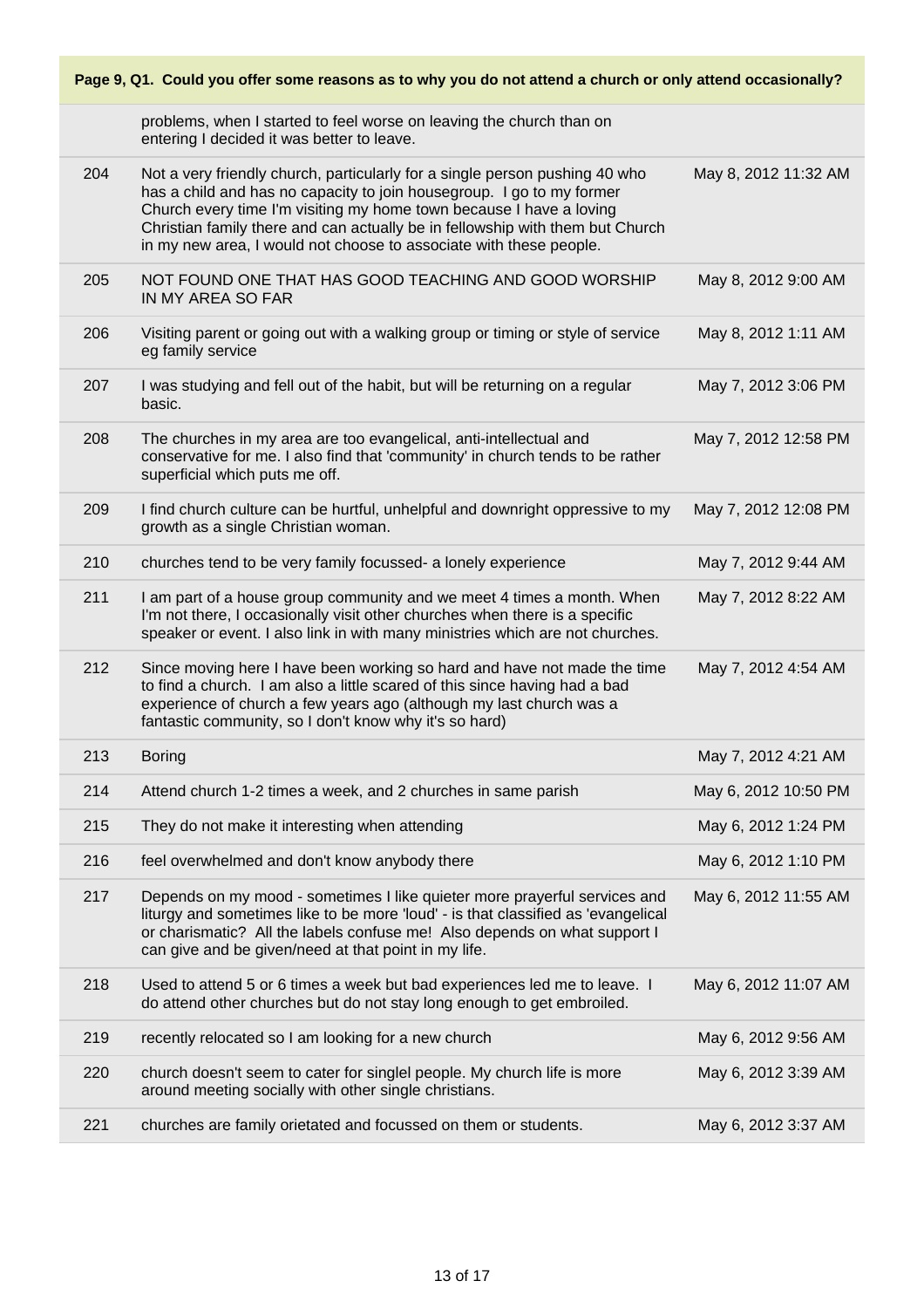**Page 9, Q1. Could you offer some reasons as to why you do not attend a church or only attend occasionally?**

| | | |
|---|---|---|
| | problems, when I started to feel worse on leaving the church than on entering I decided it was better to leave. | |
| 204 | Not a very friendly church, particularly for a single person pushing 40 who has a child and has no capacity to join housegroup. I go to my former Church every time I'm visiting my home town because I have a loving Christian family there and can actually be in fellowship with them but Church in my new area, I would not choose to associate with these people. | May 8, 2012 11:32 AM |
| 205 | NOT FOUND ONE THAT HAS GOOD TEACHING AND GOOD WORSHIP IN MY AREA SO FAR | May 8, 2012 9:00 AM |
| 206 | Visiting parent or going out with a walking group or timing or style of service eg family service | May 8, 2012 1:11 AM |
| 207 | I was studying and fell out of the habit, but will be returning on a regular basic. | May 7, 2012 3:06 PM |
| 208 | The churches in my area are too evangelical, anti-intellectual and conservative for me. I also find that 'community' in church tends to be rather superficial which puts me off. | May 7, 2012 12:58 PM |
| 209 | I find church culture can be hurtful, unhelpful and downright oppressive to my growth as a single Christian woman. | May 7, 2012 12:08 PM |
| 210 | churches tend to be very family focussed- a lonely experience | May 7, 2012 9:44 AM |
| 211 | I am part of a house group community and we meet 4 times a month. When I'm not there, I occasionally visit other churches when there is a specific speaker or event. I also link in with many ministries which are not churches. | May 7, 2012 8:22 AM |
| 212 | Since moving here I have been working so hard and have not made the time to find a church. I am also a little scared of this since having had a bad experience of church a few years ago (although my last church was a fantastic community, so I don't know why it's so hard) | May 7, 2012 4:54 AM |
| 213 | Boring | May 7, 2012 4:21 AM |
| 214 | Attend church 1-2 times a week, and 2 churches in same parish | May 6, 2012 10:50 PM |
| 215 | They do not make it interesting when attending | May 6, 2012 1:24 PM |
| 216 | feel overwhelmed and don't know anybody there | May 6, 2012 1:10 PM |
| 217 | Depends on my mood - sometimes I like quieter more prayerful services and liturgy and sometimes like to be more 'loud' - is that classified as 'evangelical or charismatic? All the labels confuse me! Also depends on what support I can give and be given/need at that point in my life. | May 6, 2012 11:55 AM |
| 218 | Used to attend 5 or 6 times a week but bad experiences led me to leave. I do attend other churches but do not stay long enough to get embroiled. | May 6, 2012 11:07 AM |
| 219 | recently relocated so I am looking for a new church | May 6, 2012 9:56 AM |
| 220 | church doesn't seem to cater for singlel people. My church life is more around meeting socially with other single christians. | May 6, 2012 3:39 AM |
| 221 | churches are family orietated and focussed on them or students. | May 6, 2012 3:37 AM |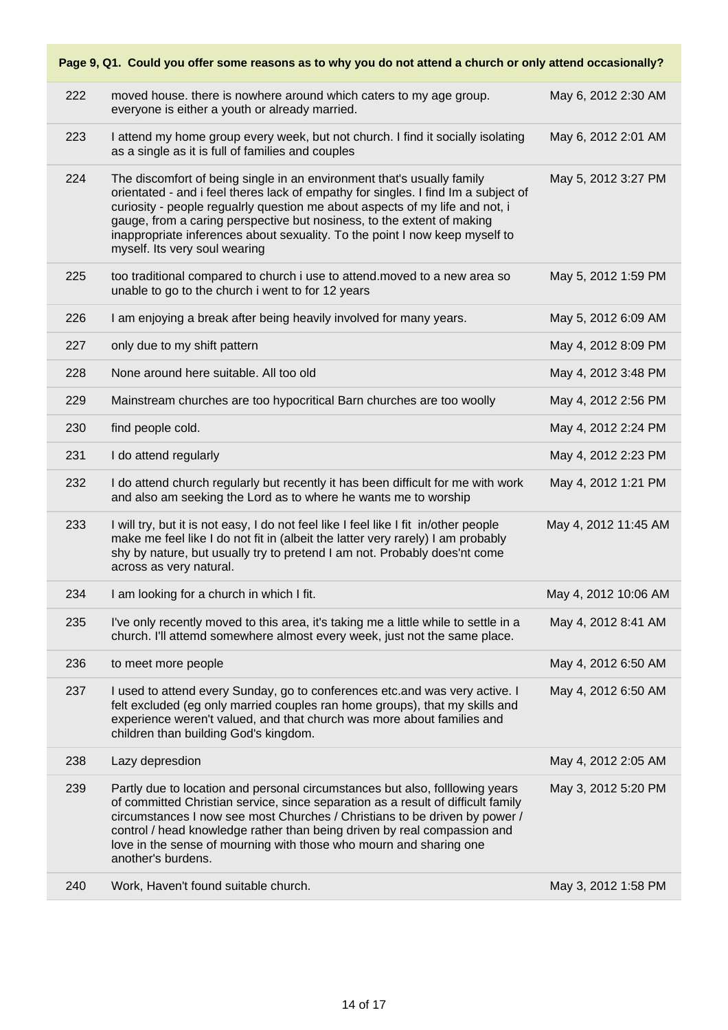**Page 9, Q1. Could you offer some reasons as to why you do not attend a church or only attend occasionally?**

| | | |
|---|---|---|
| 222 | moved house. there is nowhere around which caters to my age group. everyone is either a youth or already married. | May 6, 2012 2:30 AM |
| 223 | I attend my home group every week, but not church. I find it socially isolating as a single as it is full of families and couples | May 6, 2012 2:01 AM |
| 224 | The discomfort of being single in an environment that's usually family orientated - and i feel theres lack of empathy for singles. I find Im a subject of curiosity - people regualrly question me about aspects of my life and not, i gauge, from a caring perspective but nosiness, to the extent of making inappropriate inferences about sexuality. To the point I now keep myself to myself. Its very soul wearing | May 5, 2012 3:27 PM |
| 225 | too traditional compared to church i use to attend.moved to a new area so unable to go to the church i went to for 12 years | May 5, 2012 1:59 PM |
| 226 | I am enjoying a break after being heavily involved for many years. | May 5, 2012 6:09 AM |
| 227 | only due to my shift pattern | May 4, 2012 8:09 PM |
| 228 | None around here suitable. All too old | May 4, 2012 3:48 PM |
| 229 | Mainstream churches are too hypocritical Barn churches are too woolly | May 4, 2012 2:56 PM |
| 230 | find people cold. | May 4, 2012 2:24 PM |
| 231 | I do attend regularly | May 4, 2012 2:23 PM |
| 232 | I do attend church regularly but recently it has been difficult for me with work and also am seeking the Lord as to where he wants me to worship | May 4, 2012 1:21 PM |
| 233 | I will try, but it is not easy, I do not feel like I feel like I fit in/other people make me feel like I do not fit in (albeit the latter very rarely) I am probably shy by nature, but usually try to pretend I am not. Probably does'nt come across as very natural. | May 4, 2012 11:45 AM |
| 234 | I am looking for a church in which I fit. | May 4, 2012 10:06 AM |
| 235 | I've only recently moved to this area, it's taking me a little while to settle in a church. I'll attemd somewhere almost every week, just not the same place. | May 4, 2012 8:41 AM |
| 236 | to meet more people | May 4, 2012 6:50 AM |
| 237 | I used to attend every Sunday, go to conferences etc.and was very active. I felt excluded (eg only married couples ran home groups), that my skills and experience weren't valued, and that church was more about families and children than building God's kingdom. | May 4, 2012 6:50 AM |
| 238 | Lazy depresdion | May 4, 2012 2:05 AM |
| 239 | Partly due to location and personal circumstances but also, folllowing years of committed Christian service, since separation as a result of difficult family circumstances I now see most Churches / Christians to be driven by power / control / head knowledge rather than being driven by real compassion and love in the sense of mourning with those who mourn and sharing one another's burdens. | May 3, 2012 5:20 PM |
| 240 | Work, Haven't found suitable church. | May 3, 2012 1:58 PM |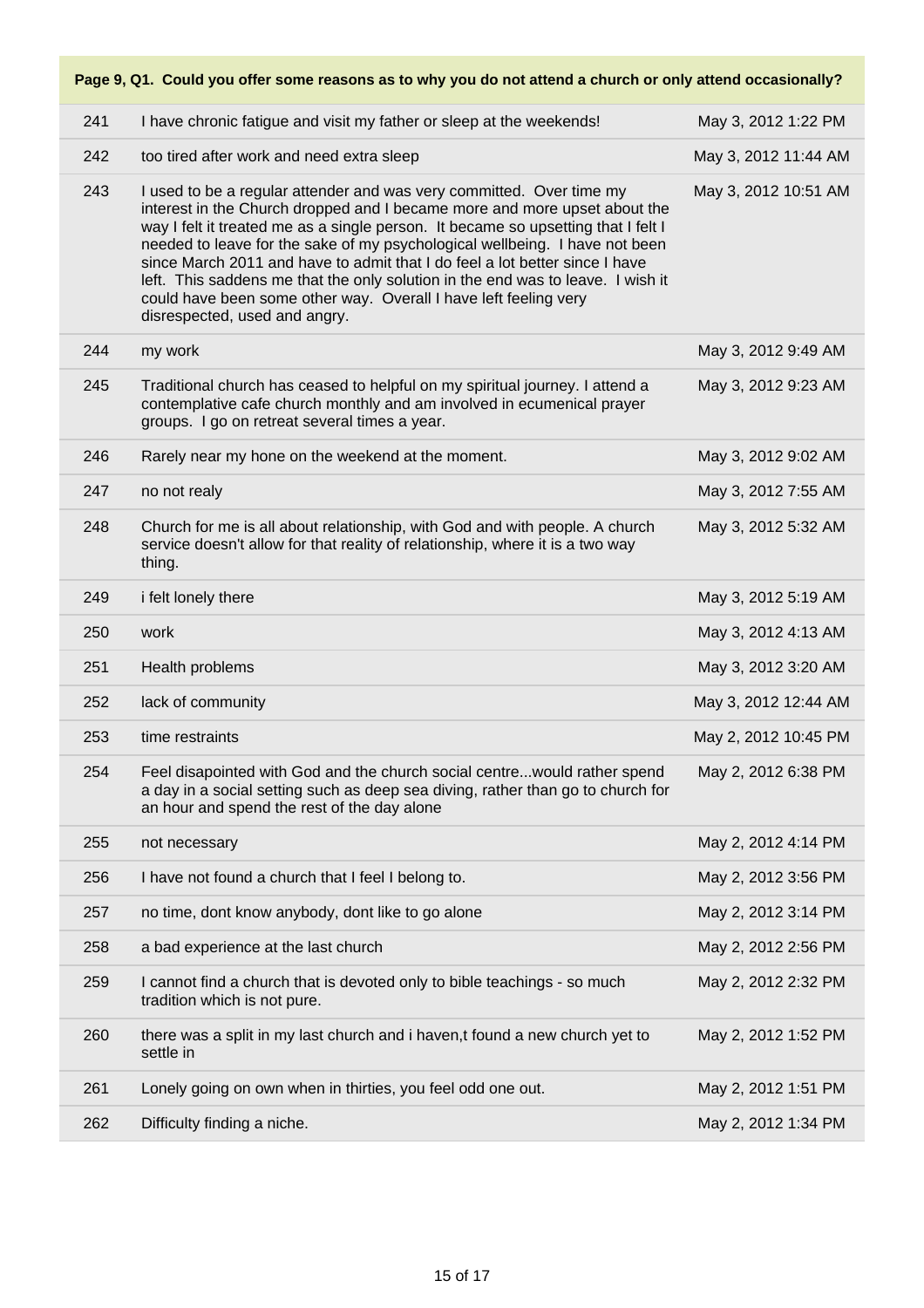| Page 9, Q1. Could you offer some reasons as to why you do not attend a church or only attend occasionally? | | |
|---|---|---|
| 241 | I have chronic fatigue and visit my father or sleep at the weekends! | May 3, 2012 1:22 PM |
| 242 | too tired after work and need extra sleep | May 3, 2012 11:44 AM |
| 243 | I used to be a regular attender and was very committed. Over time my interest in the Church dropped and I became more and more upset about the way I felt it treated me as a single person. It became so upsetting that I felt I needed to leave for the sake of my psychological wellbeing. I have not been since March 2011 and have to admit that I do feel a lot better since I have left. This saddens me that the only solution in the end was to leave. I wish it could have been some other way. Overall I have left feeling very disrespected, used and angry. | May 3, 2012 10:51 AM |
| 244 | my work | May 3, 2012 9:49 AM |
| 245 | Traditional church has ceased to helpful on my spiritual journey. I attend a contemplative cafe church monthly and am involved in ecumenical prayer groups. I go on retreat several times a year. | May 3, 2012 9:23 AM |
| 246 | Rarely near my hone on the weekend at the moment. | May 3, 2012 9:02 AM |
| 247 | no not realy | May 3, 2012 7:55 AM |
| 248 | Church for me is all about relationship, with God and with people. A church service doesn't allow for that reality of relationship, where it is a two way thing. | May 3, 2012 5:32 AM |
| 249 | i felt lonely there | May 3, 2012 5:19 AM |
| 250 | work | May 3, 2012 4:13 AM |
| 251 | Health problems | May 3, 2012 3:20 AM |
| 252 | lack of community | May 3, 2012 12:44 AM |
| 253 | time restraints | May 2, 2012 10:45 PM |
| 254 | Feel disapointed with God and the church social centre...would rather spend a day in a social setting such as deep sea diving, rather than go to church for an hour and spend the rest of the day alone | May 2, 2012 6:38 PM |
| 255 | not necessary | May 2, 2012 4:14 PM |
| 256 | I have not found a church that I feel I belong to. | May 2, 2012 3:56 PM |
| 257 | no time, dont know anybody, dont like to go alone | May 2, 2012 3:14 PM |
| 258 | a bad experience at the last church | May 2, 2012 2:56 PM |
| 259 | I cannot find a church that is devoted only to bible teachings - so much tradition which is not pure. | May 2, 2012 2:32 PM |
| 260 | there was a split in my last church and i haven,t found a new church yet to settle in | May 2, 2012 1:52 PM |
| 261 | Lonely going on own when in thirties, you feel odd one out. | May 2, 2012 1:51 PM |
| 262 | Difficulty finding a niche. | May 2, 2012 1:34 PM |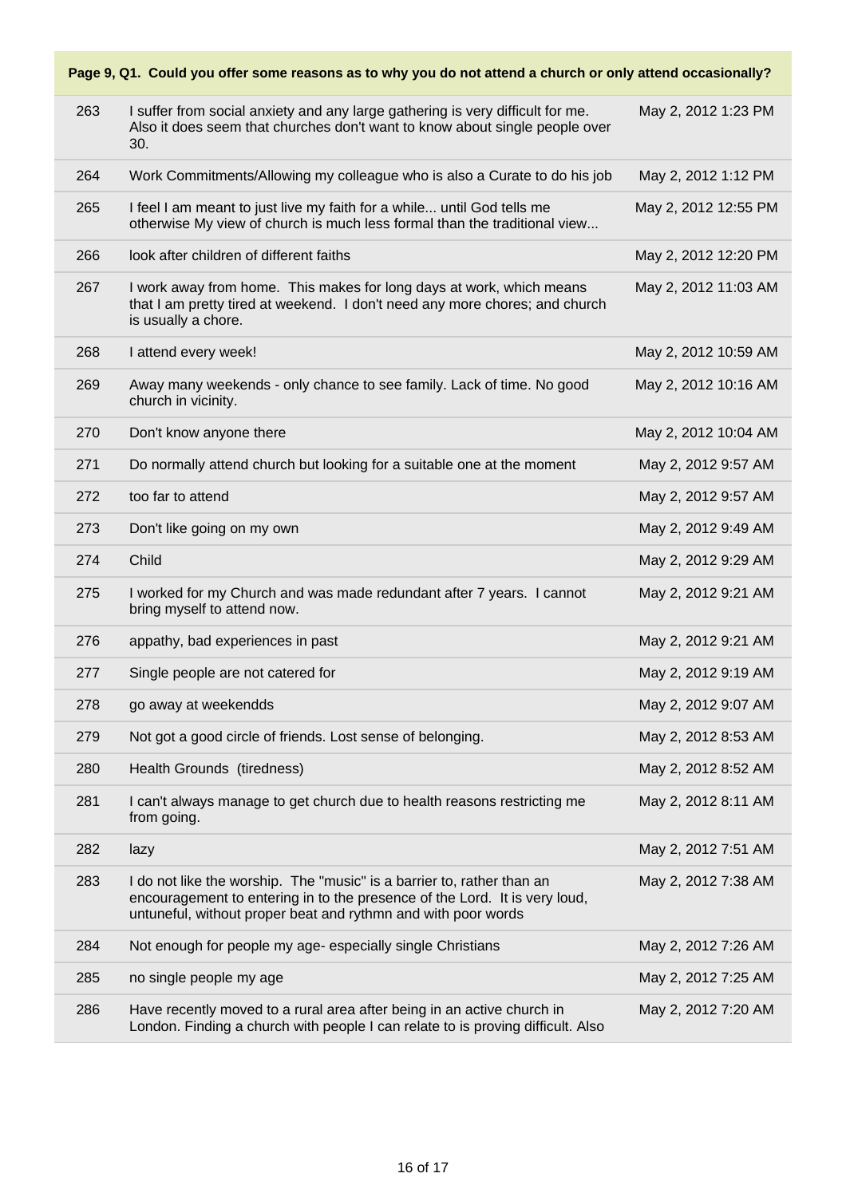**Page 9, Q1. Could you offer some reasons as to why you do not attend a church or only attend occasionally?**

| | | |
|---|---|---|
| 263 | I suffer from social anxiety and any large gathering is very difficult for me. Also it does seem that churches don't want to know about single people over 30. | May 2, 2012 1:23 PM |
| 264 | Work Commitments/Allowing my colleague who is also a Curate to do his job | May 2, 2012 1:12 PM |
| 265 | I feel I am meant to just live my faith for a while... until God tells me otherwise My view of church is much less formal than the traditional view... | May 2, 2012 12:55 PM |
| 266 | look after children of different faiths | May 2, 2012 12:20 PM |
| 267 | I work away from home. This makes for long days at work, which means that I am pretty tired at weekend. I don't need any more chores; and church is usually a chore. | May 2, 2012 11:03 AM |
| 268 | I attend every week! | May 2, 2012 10:59 AM |
| 269 | Away many weekends - only chance to see family. Lack of time. No good church in vicinity. | May 2, 2012 10:16 AM |
| 270 | Don't know anyone there | May 2, 2012 10:04 AM |
| 271 | Do normally attend church but looking for a suitable one at the moment | May 2, 2012 9:57 AM |
| 272 | too far to attend | May 2, 2012 9:57 AM |
| 273 | Don't like going on my own | May 2, 2012 9:49 AM |
| 274 | Child | May 2, 2012 9:29 AM |
| 275 | I worked for my Church and was made redundant after 7 years. I cannot bring myself to attend now. | May 2, 2012 9:21 AM |
| 276 | appathy, bad experiences in past | May 2, 2012 9:21 AM |
| 277 | Single people are not catered for | May 2, 2012 9:19 AM |
| 278 | go away at weekendds | May 2, 2012 9:07 AM |
| 279 | Not got a good circle of friends. Lost sense of belonging. | May 2, 2012 8:53 AM |
| 280 | Health Grounds (tiredness) | May 2, 2012 8:52 AM |
| 281 | I can't always manage to get church due to health reasons restricting me from going. | May 2, 2012 8:11 AM |
| 282 | lazy | May 2, 2012 7:51 AM |
| 283 | I do not like the worship. The "music" is a barrier to, rather than an encouragement to entering in to the presence of the Lord. It is very loud, untuneful, without proper beat and rythmn and with poor words | May 2, 2012 7:38 AM |
| 284 | Not enough for people my age- especially single Christians | May 2, 2012 7:26 AM |
| 285 | no single people my age | May 2, 2012 7:25 AM |
| 286 | Have recently moved to a rural area after being in an active church in London. Finding a church with people I can relate to is proving difficult. Also | May 2, 2012 7:20 AM |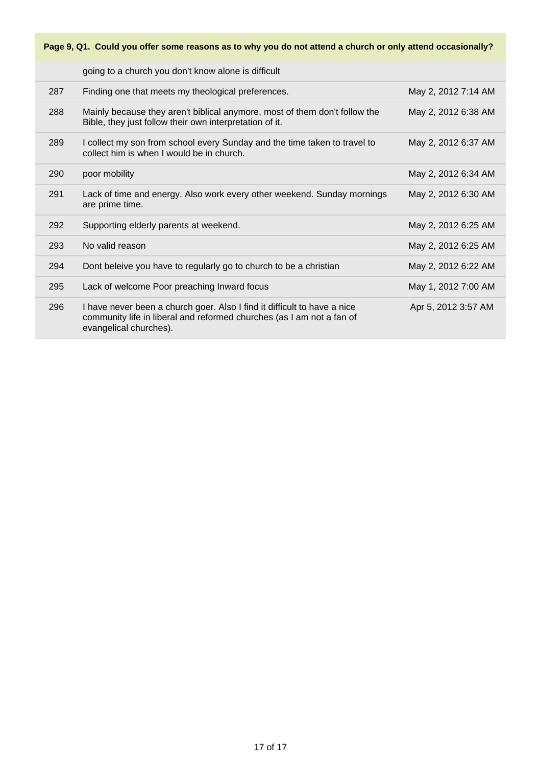**Page 9, Q1. Could you offer some reasons as to why you do not attend a church or only attend occasionally?**

| | | |
|---|---|---|
| | going to a church you don't know alone is difficult | |
| 287 | Finding one that meets my theological preferences. | May 2, 2012 7:14 AM |
| 288 | Mainly because they aren't biblical anymore, most of them don't follow the Bible, they just follow their own interpretation of it. | May 2, 2012 6:38 AM |
| 289 | I collect my son from school every Sunday and the time taken to travel to collect him is when I would be in church. | May 2, 2012 6:37 AM |
| 290 | poor mobility | May 2, 2012 6:34 AM |
| 291 | Lack of time and energy. Also work every other weekend. Sunday mornings are prime time. | May 2, 2012 6:30 AM |
| 292 | Supporting elderly parents at weekend. | May 2, 2012 6:25 AM |
| 293 | No valid reason | May 2, 2012 6:25 AM |
| 294 | Dont beleive you have to regularly go to church to be a christian | May 2, 2012 6:22 AM |
| 295 | Lack of welcome Poor preaching Inward focus | May 1, 2012 7:00 AM |
| 296 | I have never been a church goer. Also I find it difficult to have a nice community life in liberal and reformed churches (as I am not a fan of evangelical churches). | Apr 5, 2012 3:57 AM |